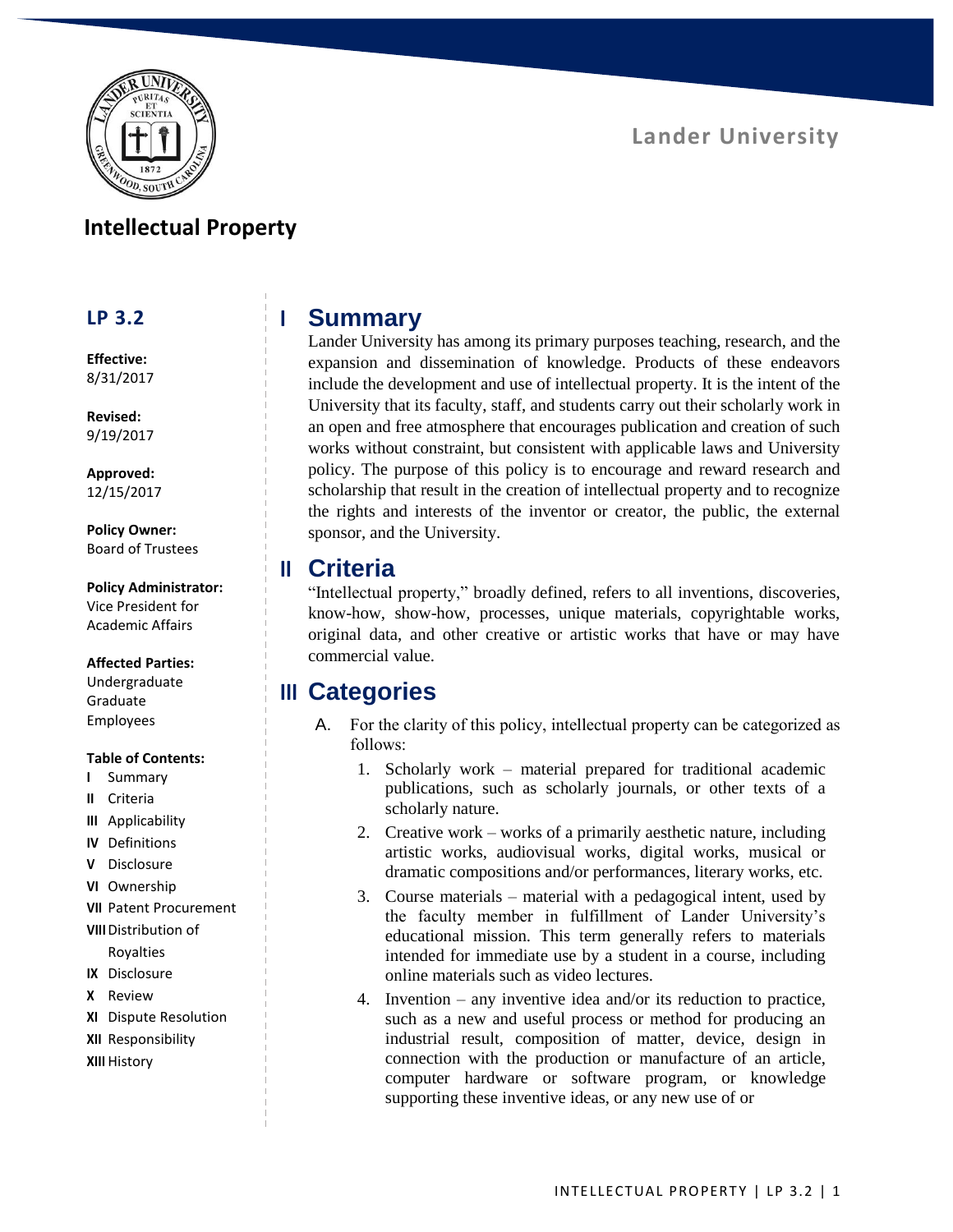Lander University

# Intellectual Property

**LP 3.2**

**Effective:**
8/31/2017

**Revised:**
9/19/2017

**Approved:**
12/15/2017

**Policy Owner:**
Board of Trustees

**Policy Administrator:**
Vice President for Academic Affairs

**Affected Parties:**
Undergraduate
Graduate
Employees

**Table of Contents:**

- **I** Summary
- **II** Criteria
- **III** Applicability
- **IV** Definitions
- **V** Disclosure
- **VI** Ownership
- **VII** Patent Procurement
- **VIII** Distribution of Royalties
- **IX** Disclosure
- **X** Review
- **XI** Dispute Resolution
- **XII** Responsibility
- **XIII** History

## I Summary

Lander University has among its primary purposes teaching, research, and the expansion and dissemination of knowledge. Products of these endeavors include the development and use of intellectual property. It is the intent of the University that its faculty, staff, and students carry out their scholarly work in an open and free atmosphere that encourages publication and creation of such works without constraint, but consistent with applicable laws and University policy. The purpose of this policy is to encourage and reward research and scholarship that result in the creation of intellectual property and to recognize the rights and interests of the inventor or creator, the public, the external sponsor, and the University.

## II Criteria

"Intellectual property," broadly defined, refers to all inventions, discoveries, know-how, show-how, processes, unique materials, copyrightable works, original data, and other creative or artistic works that have or may have commercial value.

## III Categories

A. For the clarity of this policy, intellectual property can be categorized as follows:

1. Scholarly work – material prepared for traditional academic publications, such as scholarly journals, or other texts of a scholarly nature.
2. Creative work – works of a primarily aesthetic nature, including artistic works, audiovisual works, digital works, musical or dramatic compositions and/or performances, literary works, etc.
3. Course materials – material with a pedagogical intent, used by the faculty member in fulfillment of Lander University's educational mission. This term generally refers to materials intended for immediate use by a student in a course, including online materials such as video lectures.
4. Invention – any inventive idea and/or its reduction to practice, such as a new and useful process or method for producing an industrial result, composition of matter, device, design in connection with the production or manufacture of an article, computer hardware or software program, or knowledge supporting these inventive ideas, or any new use of or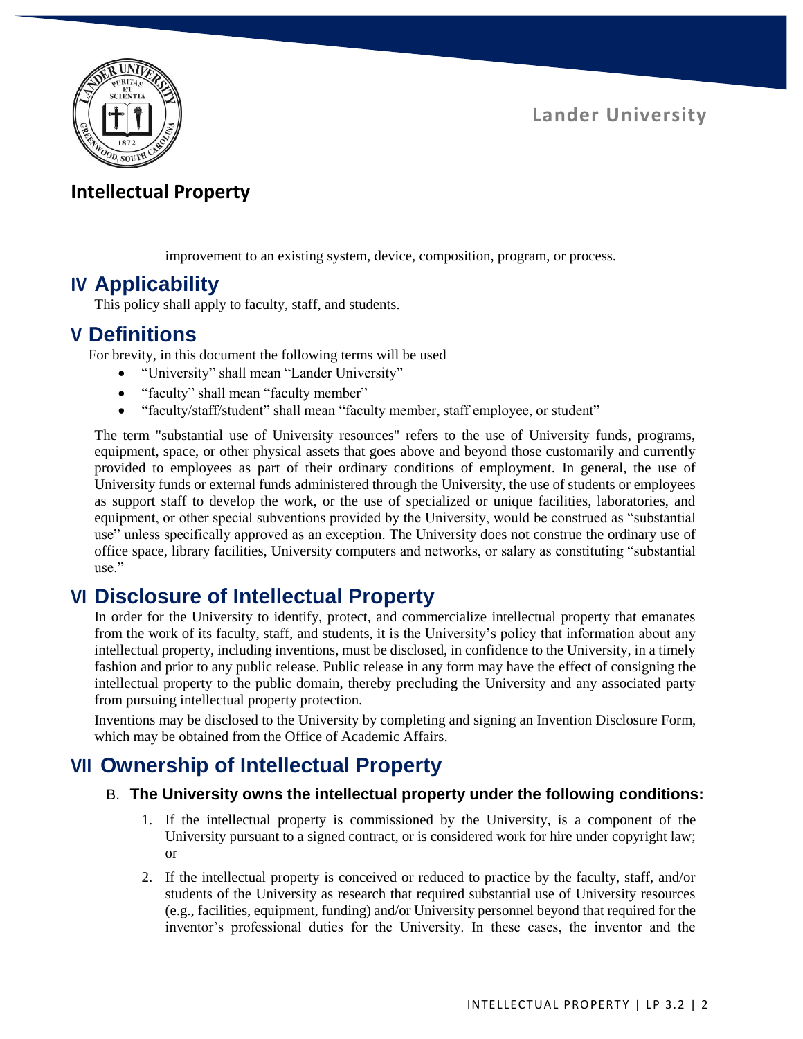improvement to an existing system, device, composition, program, or process.

## IV Applicability

This policy shall apply to faculty, staff, and students.

## V Definitions

For brevity, in this document the following terms will be used

- "University" shall mean "Lander University"
- "faculty" shall mean "faculty member"
- "faculty/staff/student" shall mean "faculty member, staff employee, or student"

The term "substantial use of University resources" refers to the use of University funds, programs, equipment, space, or other physical assets that goes above and beyond those customarily and currently provided to employees as part of their ordinary conditions of employment. In general, the use of University funds or external funds administered through the University, the use of students or employees as support staff to develop the work, or the use of specialized or unique facilities, laboratories, and equipment, or other special subventions provided by the University, would be construed as "substantial use" unless specifically approved as an exception. The University does not construe the ordinary use of office space, library facilities, University computers and networks, or salary as constituting "substantial use."

## VI Disclosure of Intellectual Property

In order for the University to identify, protect, and commercialize intellectual property that emanates from the work of its faculty, staff, and students, it is the University's policy that information about any intellectual property, including inventions, must be disclosed, in confidence to the University, in a timely fashion and prior to any public release. Public release in any form may have the effect of consigning the intellectual property to the public domain, thereby precluding the University and any associated party from pursuing intellectual property protection.

Inventions may be disclosed to the University by completing and signing an Invention Disclosure Form, which may be obtained from the Office of Academic Affairs.

## VII Ownership of Intellectual Property

### B. The University owns the intellectual property under the following conditions:

1. If the intellectual property is commissioned by the University, is a component of the University pursuant to a signed contract, or is considered work for hire under copyright law; or
2. If the intellectual property is conceived or reduced to practice by the faculty, staff, and/or students of the University as research that required substantial use of University resources (e.g., facilities, equipment, funding) and/or University personnel beyond that required for the inventor's professional duties for the University. In these cases, the inventor and the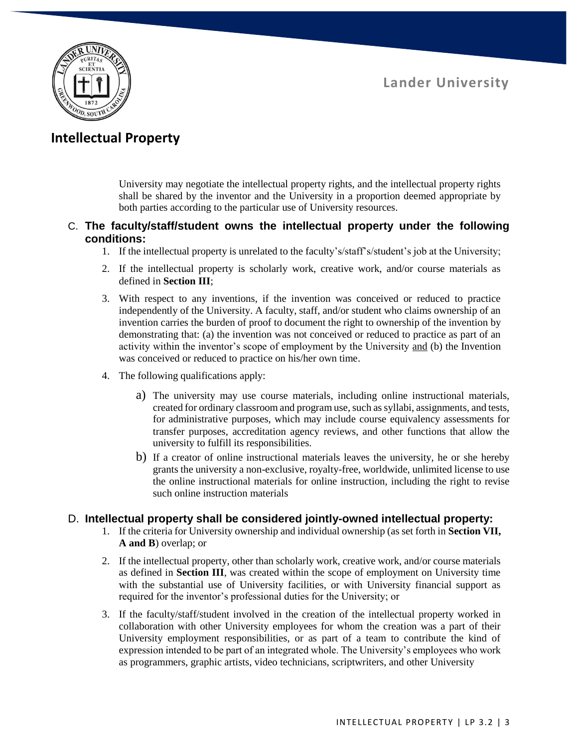University may negotiate the intellectual property rights, and the intellectual property rights shall be shared by the inventor and the University in a proportion deemed appropriate by both parties according to the particular use of University resources.

C. **The faculty/staff/student owns the intellectual property under the following conditions:**

1. If the intellectual property is unrelated to the faculty's/staff's/student's job at the University;
2. If the intellectual property is scholarly work, creative work, and/or course materials as defined in **Section III**;
3. With respect to any inventions, if the invention was conceived or reduced to practice independently of the University. A faculty, staff, and/or student who claims ownership of an invention carries the burden of proof to document the right to ownership of the invention by demonstrating that: (a) the invention was not conceived or reduced to practice as part of an activity within the inventor's scope of employment by the University <u>and</u> (b) the Invention was conceived or reduced to practice on his/her own time.
4. The following qualifications apply:
   - a) The university may use course materials, including online instructional materials, created for ordinary classroom and program use, such as syllabi, assignments, and tests, for administrative purposes, which may include course equivalency assessments for transfer purposes, accreditation agency reviews, and other functions that allow the university to fulfill its responsibilities.
   - b) If a creator of online instructional materials leaves the university, he or she hereby grants the university a non-exclusive, royalty-free, worldwide, unlimited license to use the online instructional materials for online instruction, including the right to revise such online instruction materials

D. **Intellectual property shall be considered jointly-owned intellectual property:**

1. If the criteria for University ownership and individual ownership (as set forth in **Section VII, A and B**) overlap; or
2. If the intellectual property, other than scholarly work, creative work, and/or course materials as defined in **Section III**, was created within the scope of employment on University time with the substantial use of University facilities, or with University financial support as required for the inventor's professional duties for the University; or
3. If the faculty/staff/student involved in the creation of the intellectual property worked in collaboration with other University employees for whom the creation was a part of their University employment responsibilities, or as part of a team to contribute the kind of expression intended to be part of an integrated whole. The University's employees who work as programmers, graphic artists, video technicians, scriptwriters, and other University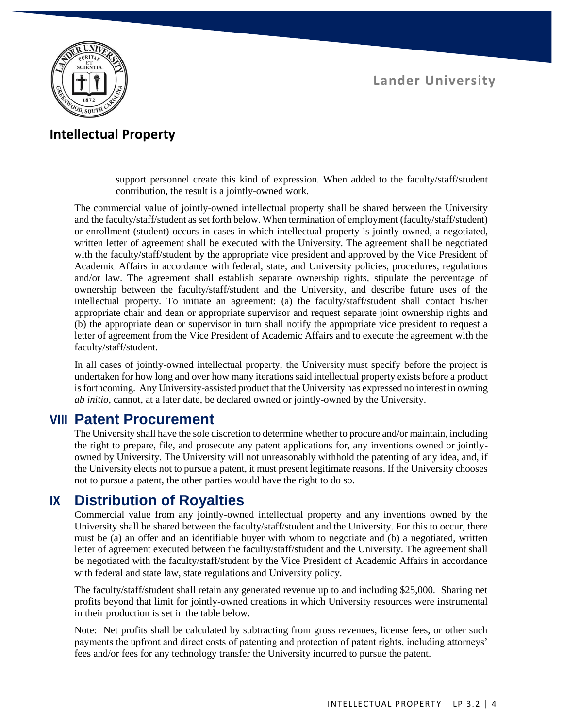support personnel create this kind of expression. When added to the faculty/staff/student contribution, the result is a jointly-owned work.

The commercial value of jointly-owned intellectual property shall be shared between the University and the faculty/staff/student as set forth below. When termination of employment (faculty/staff/student) or enrollment (student) occurs in cases in which intellectual property is jointly-owned, a negotiated, written letter of agreement shall be executed with the University. The agreement shall be negotiated with the faculty/staff/student by the appropriate vice president and approved by the Vice President of Academic Affairs in accordance with federal, state, and University policies, procedures, regulations and/or law. The agreement shall establish separate ownership rights, stipulate the percentage of ownership between the faculty/staff/student and the University, and describe future uses of the intellectual property. To initiate an agreement: (a) the faculty/staff/student shall contact his/her appropriate chair and dean or appropriate supervisor and request separate joint ownership rights and (b) the appropriate dean or supervisor in turn shall notify the appropriate vice president to request a letter of agreement from the Vice President of Academic Affairs and to execute the agreement with the faculty/staff/student.

In all cases of jointly-owned intellectual property, the University must specify before the project is undertaken for how long and over how many iterations said intellectual property exists before a product is forthcoming. Any University-assisted product that the University has expressed no interest in owning *ab initio*, cannot, at a later date, be declared owned or jointly-owned by the University.

## VIII Patent Procurement

The University shall have the sole discretion to determine whether to procure and/or maintain, including the right to prepare, file, and prosecute any patent applications for, any inventions owned or jointly-owned by University. The University will not unreasonably withhold the patenting of any idea, and, if the University elects not to pursue a patent, it must present legitimate reasons. If the University chooses not to pursue a patent, the other parties would have the right to do so.

## IX Distribution of Royalties

Commercial value from any jointly-owned intellectual property and any inventions owned by the University shall be shared between the faculty/staff/student and the University. For this to occur, there must be (a) an offer and an identifiable buyer with whom to negotiate and (b) a negotiated, written letter of agreement executed between the faculty/staff/student and the University. The agreement shall be negotiated with the faculty/staff/student by the Vice President of Academic Affairs in accordance with federal and state law, state regulations and University policy.

The faculty/staff/student shall retain any generated revenue up to and including $25,000. Sharing net profits beyond that limit for jointly-owned creations in which University resources were instrumental in their production is set in the table below.

Note: Net profits shall be calculated by subtracting from gross revenues, license fees, or other such payments the upfront and direct costs of patenting and protection of patent rights, including attorneys' fees and/or fees for any technology transfer the University incurred to pursue the patent.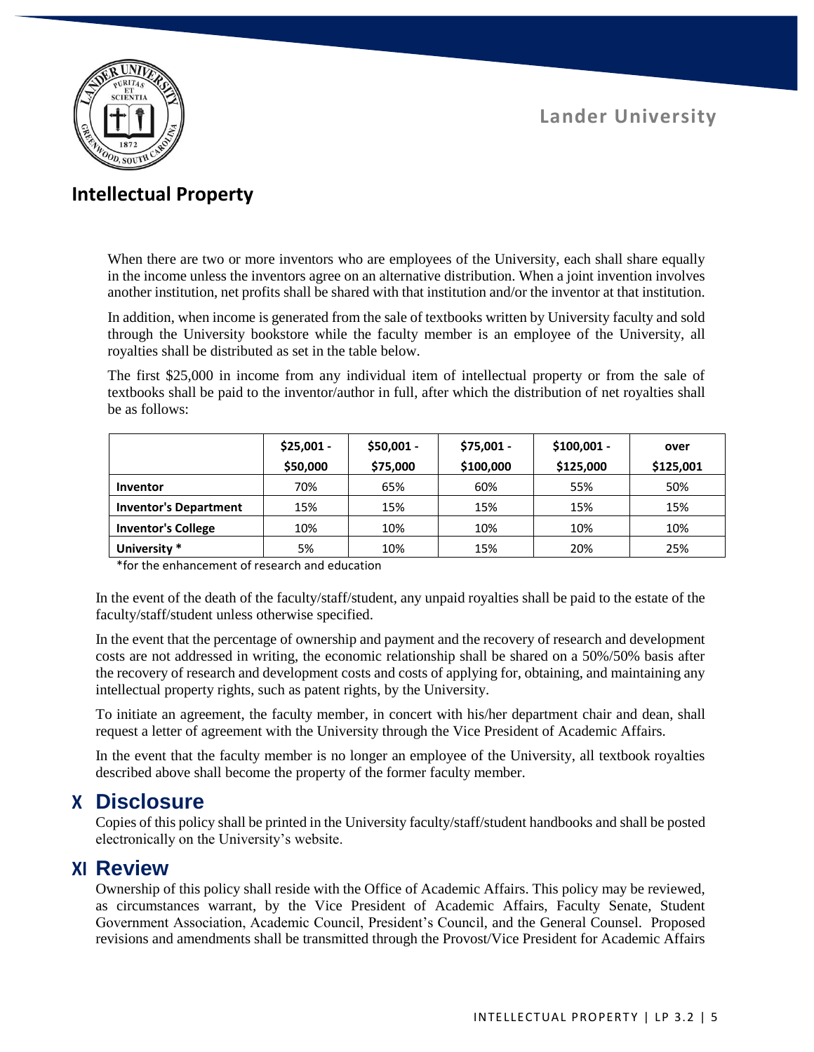When there are two or more inventors who are employees of the University, each shall share equally in the income unless the inventors agree on an alternative distribution. When a joint invention involves another institution, net profits shall be shared with that institution and/or the inventor at that institution.

In addition, when income is generated from the sale of textbooks written by University faculty and sold through the University bookstore while the faculty member is an employee of the University, all royalties shall be distributed as set in the table below.

The first $25,000 in income from any individual item of intellectual property or from the sale of textbooks shall be paid to the inventor/author in full, after which the distribution of net royalties shall be as follows:

| | $25,001 - $50,000 | $50,001 - $75,000 | $75,001 - $100,000 | $100,001 - $125,000 | over $125,001 |
|---|---|---|---|---|---|
| **Inventor** | 70% | 65% | 60% | 55% | 50% |
| **Inventor's Department** | 15% | 15% | 15% | 15% | 15% |
| **Inventor's College** | 10% | 10% | 10% | 10% | 10% |
| **University \*** | 5% | 10% | 15% | 20% | 25% |

*for the enhancement of research and education

In the event of the death of the faculty/staff/student, any unpaid royalties shall be paid to the estate of the faculty/staff/student unless otherwise specified.

In the event that the percentage of ownership and payment and the recovery of research and development costs are not addressed in writing, the economic relationship shall be shared on a 50%/50% basis after the recovery of research and development costs and costs of applying for, obtaining, and maintaining any intellectual property rights, such as patent rights, by the University.

To initiate an agreement, the faculty member, in concert with his/her department chair and dean, shall request a letter of agreement with the University through the Vice President of Academic Affairs.

In the event that the faculty member is no longer an employee of the University, all textbook royalties described above shall become the property of the former faculty member.

## X Disclosure

Copies of this policy shall be printed in the University faculty/staff/student handbooks and shall be posted electronically on the University's website.

## XI Review

Ownership of this policy shall reside with the Office of Academic Affairs. This policy may be reviewed, as circumstances warrant, by the Vice President of Academic Affairs, Faculty Senate, Student Government Association, Academic Council, President's Council, and the General Counsel. Proposed revisions and amendments shall be transmitted through the Provost/Vice President for Academic Affairs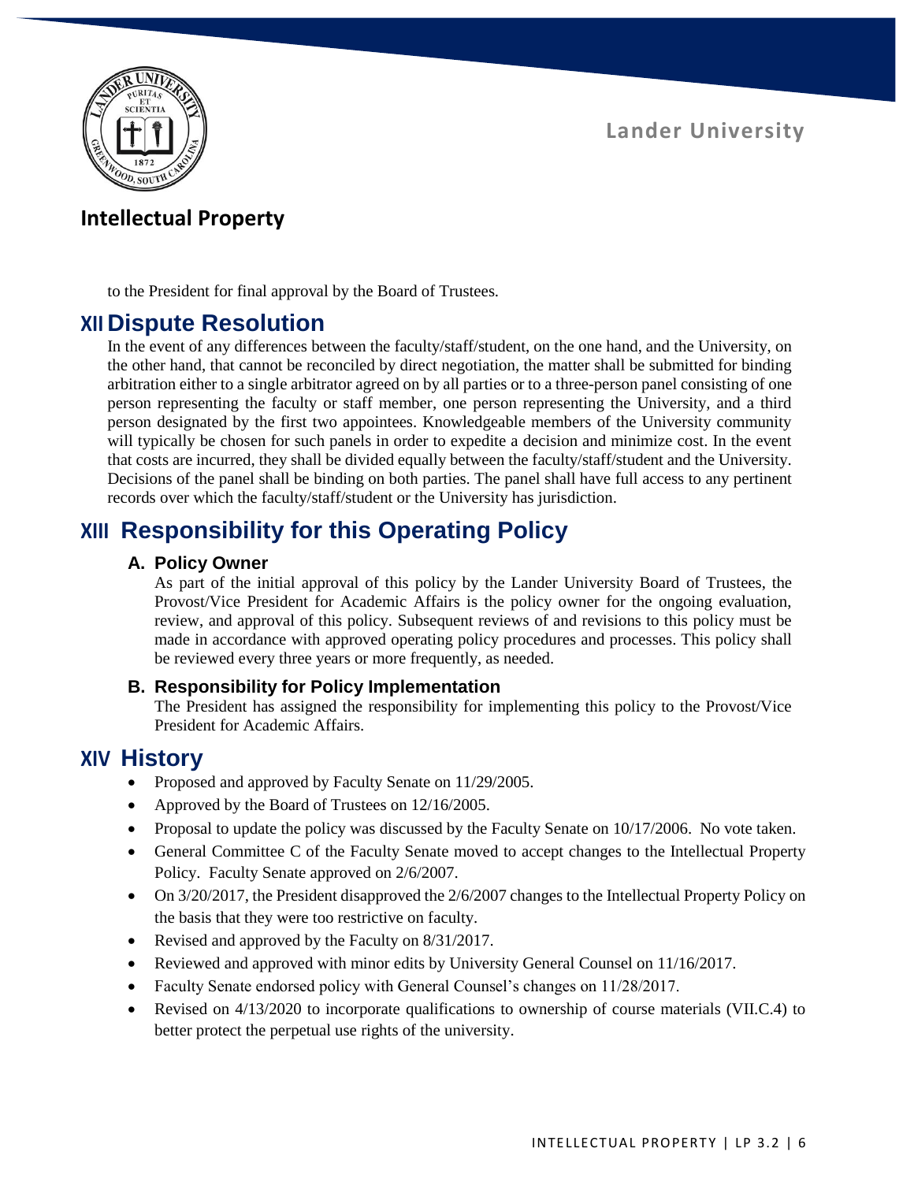to the President for final approval by the Board of Trustees.

## XII Dispute Resolution

In the event of any differences between the faculty/staff/student, on the one hand, and the University, on the other hand, that cannot be reconciled by direct negotiation, the matter shall be submitted for binding arbitration either to a single arbitrator agreed on by all parties or to a three-person panel consisting of one person representing the faculty or staff member, one person representing the University, and a third person designated by the first two appointees. Knowledgeable members of the University community will typically be chosen for such panels in order to expedite a decision and minimize cost. In the event that costs are incurred, they shall be divided equally between the faculty/staff/student and the University. Decisions of the panel shall be binding on both parties. The panel shall have full access to any pertinent records over which the faculty/staff/student or the University has jurisdiction.

## XIII Responsibility for this Operating Policy

### A. Policy Owner

As part of the initial approval of this policy by the Lander University Board of Trustees, the Provost/Vice President for Academic Affairs is the policy owner for the ongoing evaluation, review, and approval of this policy. Subsequent reviews of and revisions to this policy must be made in accordance with approved operating policy procedures and processes. This policy shall be reviewed every three years or more frequently, as needed.

### B. Responsibility for Policy Implementation

The President has assigned the responsibility for implementing this policy to the Provost/Vice President for Academic Affairs.

## XIV History

- Proposed and approved by Faculty Senate on 11/29/2005.
- Approved by the Board of Trustees on 12/16/2005.
- Proposal to update the policy was discussed by the Faculty Senate on 10/17/2006. No vote taken.
- General Committee C of the Faculty Senate moved to accept changes to the Intellectual Property Policy. Faculty Senate approved on 2/6/2007.
- On 3/20/2017, the President disapproved the 2/6/2007 changes to the Intellectual Property Policy on the basis that they were too restrictive on faculty.
- Revised and approved by the Faculty on 8/31/2017.
- Reviewed and approved with minor edits by University General Counsel on 11/16/2017.
- Faculty Senate endorsed policy with General Counsel's changes on 11/28/2017.
- Revised on 4/13/2020 to incorporate qualifications to ownership of course materials (VII.C.4) to better protect the perpetual use rights of the university.